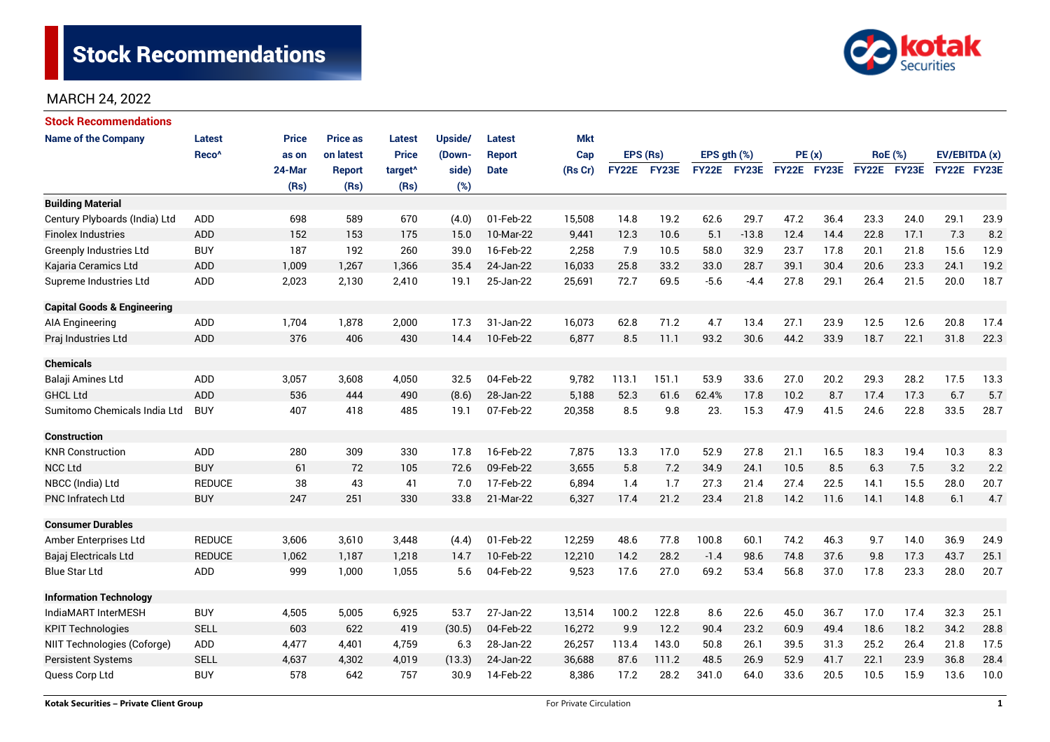# Stock Recommendations

MARCH 24, 2022

## Stock Recommendations

| Name of the Company | Latest Reco^ | Price as on 24-Mar (Rs) | Price as on latest Report (Rs) | Latest Price target^ (Rs) | Upside/ (Down-side) (%) | Latest Report Date | Mkt Cap (Rs Cr) | EPS (Rs) | | EPS gth (%) | | PE (x) | | RoE (%) | | EV/EBITDA (x) | |
|---|---|---|---|---|---|---|---|---|---|---|---|---|---|---|---|---|---|
| | | | | | | | | FY22E | FY23E | FY22E | FY23E | FY22E | FY23E | FY22E | FY23E | FY22E | FY23E |
| **Building Material** | | | | | | | | | | | | | | | | | |
| Century Plyboards (India) Ltd | ADD | 698 | 589 | 670 | (4.0) | 01-Feb-22 | 15,508 | 14.8 | 19.2 | 62.6 | 29.7 | 47.2 | 36.4 | 23.3 | 24.0 | 29.1 | 23.9 |
| Finolex Industries | ADD | 152 | 153 | 175 | 15.0 | 10-Mar-22 | 9,441 | 12.3 | 10.6 | 5.1 | -13.8 | 12.4 | 14.4 | 22.8 | 17.1 | 7.3 | 8.2 |
| Greenply Industries Ltd | BUY | 187 | 192 | 260 | 39.0 | 16-Feb-22 | 2,258 | 7.9 | 10.5 | 58.0 | 32.9 | 23.7 | 17.8 | 20.1 | 21.8 | 15.6 | 12.9 |
| Kajaria Ceramics Ltd | ADD | 1,009 | 1,267 | 1,366 | 35.4 | 24-Jan-22 | 16,033 | 25.8 | 33.2 | 33.0 | 28.7 | 39.1 | 30.4 | 20.6 | 23.3 | 24.1 | 19.2 |
| Supreme Industries Ltd | ADD | 2,023 | 2,130 | 2,410 | 19.1 | 25-Jan-22 | 25,691 | 72.7 | 69.5 | -5.6 | -4.4 | 27.8 | 29.1 | 26.4 | 21.5 | 20.0 | 18.7 |
| **Capital Goods & Engineering** | | | | | | | | | | | | | | | | | |
| AIA Engineering | ADD | 1,704 | 1,878 | 2,000 | 17.3 | 31-Jan-22 | 16,073 | 62.8 | 71.2 | 4.7 | 13.4 | 27.1 | 23.9 | 12.5 | 12.6 | 20.8 | 17.4 |
| Praj Industries Ltd | ADD | 376 | 406 | 430 | 14.4 | 10-Feb-22 | 6,877 | 8.5 | 11.1 | 93.2 | 30.6 | 44.2 | 33.9 | 18.7 | 22.1 | 31.8 | 22.3 |
| **Chemicals** | | | | | | | | | | | | | | | | | |
| Balaji Amines Ltd | ADD | 3,057 | 3,608 | 4,050 | 32.5 | 04-Feb-22 | 9,782 | 113.1 | 151.1 | 53.9 | 33.6 | 27.0 | 20.2 | 29.3 | 28.2 | 17.5 | 13.3 |
| GHCL Ltd | ADD | 536 | 444 | 490 | (8.6) | 28-Jan-22 | 5,188 | 52.3 | 61.6 | 62.4% | 17.8 | 10.2 | 8.7 | 17.4 | 17.3 | 6.7 | 5.7 |
| Sumitomo Chemicals India Ltd | BUY | 407 | 418 | 485 | 19.1 | 07-Feb-22 | 20,358 | 8.5 | 9.8 | 23. | 15.3 | 47.9 | 41.5 | 24.6 | 22.8 | 33.5 | 28.7 |
| **Construction** | | | | | | | | | | | | | | | | | |
| KNR Construction | ADD | 280 | 309 | 330 | 17.8 | 16-Feb-22 | 7,875 | 13.3 | 17.0 | 52.9 | 27.8 | 21.1 | 16.5 | 18.3 | 19.4 | 10.3 | 8.3 |
| NCC Ltd | BUY | 61 | 72 | 105 | 72.6 | 09-Feb-22 | 3,655 | 5.8 | 7.2 | 34.9 | 24.1 | 10.5 | 8.5 | 6.3 | 7.5 | 3.2 | 2.2 |
| NBCC (India) Ltd | REDUCE | 38 | 43 | 41 | 7.0 | 17-Feb-22 | 6,894 | 1.4 | 1.7 | 27.3 | 21.4 | 27.4 | 22.5 | 14.1 | 15.5 | 28.0 | 20.7 |
| PNC Infratech Ltd | BUY | 247 | 251 | 330 | 33.8 | 21-Mar-22 | 6,327 | 17.4 | 21.2 | 23.4 | 21.8 | 14.2 | 11.6 | 14.1 | 14.8 | 6.1 | 4.7 |
| **Consumer Durables** | | | | | | | | | | | | | | | | | |
| Amber Enterprises Ltd | REDUCE | 3,606 | 3,610 | 3,448 | (4.4) | 01-Feb-22 | 12,259 | 48.6 | 77.8 | 100.8 | 60.1 | 74.2 | 46.3 | 9.7 | 14.0 | 36.9 | 24.9 |
| Bajaj Electricals Ltd | REDUCE | 1,062 | 1,187 | 1,218 | 14.7 | 10-Feb-22 | 12,210 | 14.2 | 28.2 | -1.4 | 98.6 | 74.8 | 37.6 | 9.8 | 17.3 | 43.7 | 25.1 |
| Blue Star Ltd | ADD | 999 | 1,000 | 1,055 | 5.6 | 04-Feb-22 | 9,523 | 17.6 | 27.0 | 69.2 | 53.4 | 56.8 | 37.0 | 17.8 | 23.3 | 28.0 | 20.7 |
| **Information Technology** | | | | | | | | | | | | | | | | | |
| IndiaMART InterMESH | BUY | 4,505 | 5,005 | 6,925 | 53.7 | 27-Jan-22 | 13,514 | 100.2 | 122.8 | 8.6 | 22.6 | 45.0 | 36.7 | 17.0 | 17.4 | 32.3 | 25.1 |
| KPIT Technologies | SELL | 603 | 622 | 419 | (30.5) | 04-Feb-22 | 16,272 | 9.9 | 12.2 | 90.4 | 23.2 | 60.9 | 49.4 | 18.6 | 18.2 | 34.2 | 28.8 |
| NIIT Technologies (Coforge) | ADD | 4,477 | 4,401 | 4,759 | 6.3 | 28-Jan-22 | 26,257 | 113.4 | 143.0 | 50.8 | 26.1 | 39.5 | 31.3 | 25.2 | 26.4 | 21.8 | 17.5 |
| Persistent Systems | SELL | 4,637 | 4,302 | 4,019 | (13.3) | 24-Jan-22 | 36,688 | 87.6 | 111.2 | 48.5 | 26.9 | 52.9 | 41.7 | 22.1 | 23.9 | 36.8 | 28.4 |
| Quess Corp Ltd | BUY | 578 | 642 | 757 | 30.9 | 14-Feb-22 | 8,386 | 17.2 | 28.2 | 341.0 | 64.0 | 33.6 | 20.5 | 10.5 | 15.9 | 13.6 | 10.0 |

Kotak Securities – Private Client Group

For Private Circulation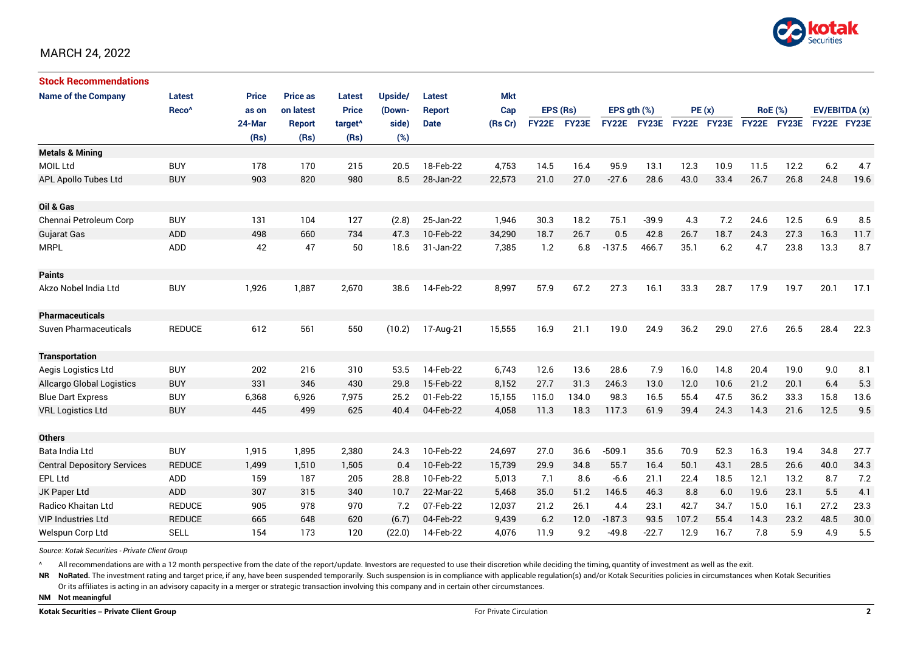MARCH 24, 2022

## Stock Recommendations

| Name of the Company | Latest Reco^ | Price as on 24-Mar (Rs) | Price as on latest Report (Rs) | Latest Price target^ (Rs) | Upside/ (Down-side) (%) | Latest Report Date | Mkt Cap (Rs Cr) | EPS (Rs) | | EPS gth (%) | | PE (x) | | RoE (%) | | EV/EBITDA (x) | |
|---|---|---|---|---|---|---|---|---|---|---|---|---|---|---|---|---|---|
| | | | | | | | | FY22E | FY23E | FY22E | FY23E | FY22E | FY23E | FY22E | FY23E | FY22E | FY23E |
| **Metals & Mining** | | | | | | | | | | | | | | | | | |
| MOIL Ltd | BUY | 178 | 170 | 215 | 20.5 | 18-Feb-22 | 4,753 | 14.5 | 16.4 | 95.9 | 13.1 | 12.3 | 10.9 | 11.5 | 12.2 | 6.2 | 4.7 |
| APL Apollo Tubes Ltd | BUY | 903 | 820 | 980 | 8.5 | 28-Jan-22 | 22,573 | 21.0 | 27.0 | -27.6 | 28.6 | 43.0 | 33.4 | 26.7 | 26.8 | 24.8 | 19.6 |
| **Oil & Gas** | | | | | | | | | | | | | | | | | |
| Chennai Petroleum Corp | BUY | 131 | 104 | 127 | (2.8) | 25-Jan-22 | 1,946 | 30.3 | 18.2 | 75.1 | -39.9 | 4.3 | 7.2 | 24.6 | 12.5 | 6.9 | 8.5 |
| Gujarat Gas | ADD | 498 | 660 | 734 | 47.3 | 10-Feb-22 | 34,290 | 18.7 | 26.7 | 0.5 | 42.8 | 26.7 | 18.7 | 24.3 | 27.3 | 16.3 | 11.7 |
| MRPL | ADD | 42 | 47 | 50 | 18.6 | 31-Jan-22 | 7,385 | 1.2 | 6.8 | -137.5 | 466.7 | 35.1 | 6.2 | 4.7 | 23.8 | 13.3 | 8.7 |
| **Paints** | | | | | | | | | | | | | | | | | |
| Akzo Nobel India Ltd | BUY | 1,926 | 1,887 | 2,670 | 38.6 | 14-Feb-22 | 8,997 | 57.9 | 67.2 | 27.3 | 16.1 | 33.3 | 28.7 | 17.9 | 19.7 | 20.1 | 17.1 |
| **Pharmaceuticals** | | | | | | | | | | | | | | | | | |
| Suven Pharmaceuticals | REDUCE | 612 | 561 | 550 | (10.2) | 17-Aug-21 | 15,555 | 16.9 | 21.1 | 19.0 | 24.9 | 36.2 | 29.0 | 27.6 | 26.5 | 28.4 | 22.3 |
| **Transportation** | | | | | | | | | | | | | | | | | |
| Aegis Logistics Ltd | BUY | 202 | 216 | 310 | 53.5 | 14-Feb-22 | 6,743 | 12.6 | 13.6 | 28.6 | 7.9 | 16.0 | 14.8 | 20.4 | 19.0 | 9.0 | 8.1 |
| Allcargo Global Logistics | BUY | 331 | 346 | 430 | 29.8 | 15-Feb-22 | 8,152 | 27.7 | 31.3 | 246.3 | 13.0 | 12.0 | 10.6 | 21.2 | 20.1 | 6.4 | 5.3 |
| Blue Dart Express | BUY | 6,368 | 6,926 | 7,975 | 25.2 | 01-Feb-22 | 15,155 | 115.0 | 134.0 | 98.3 | 16.5 | 55.4 | 47.5 | 36.2 | 33.3 | 15.8 | 13.6 |
| VRL Logistics Ltd | BUY | 445 | 499 | 625 | 40.4 | 04-Feb-22 | 4,058 | 11.3 | 18.3 | 117.3 | 61.9 | 39.4 | 24.3 | 14.3 | 21.6 | 12.5 | 9.5 |
| **Others** | | | | | | | | | | | | | | | | | |
| Bata India Ltd | BUY | 1,915 | 1,895 | 2,380 | 24.3 | 10-Feb-22 | 24,697 | 27.0 | 36.6 | -509.1 | 35.6 | 70.9 | 52.3 | 16.3 | 19.4 | 34.8 | 27.7 |
| Central Depository Services | REDUCE | 1,499 | 1,510 | 1,505 | 0.4 | 10-Feb-22 | 15,739 | 29.9 | 34.8 | 55.7 | 16.4 | 50.1 | 43.1 | 28.5 | 26.6 | 40.0 | 34.3 |
| EPL Ltd | ADD | 159 | 187 | 205 | 28.8 | 10-Feb-22 | 5,013 | 7.1 | 8.6 | -6.6 | 21.1 | 22.4 | 18.5 | 12.1 | 13.2 | 8.7 | 7.2 |
| JK Paper Ltd | ADD | 307 | 315 | 340 | 10.7 | 22-Mar-22 | 5,468 | 35.0 | 51.2 | 146.5 | 46.3 | 8.8 | 6.0 | 19.6 | 23.1 | 5.5 | 4.1 |
| Radico Khaitan Ltd | REDUCE | 905 | 978 | 970 | 7.2 | 07-Feb-22 | 12,037 | 21.2 | 26.1 | 4.4 | 23.1 | 42.7 | 34.7 | 15.0 | 16.1 | 27.2 | 23.3 |
| VIP Industries Ltd | REDUCE | 665 | 648 | 620 | (6.7) | 04-Feb-22 | 9,439 | 6.2 | 12.0 | -187.3 | 93.5 | 107.2 | 55.4 | 14.3 | 23.2 | 48.5 | 30.0 |
| Welspun Corp Ltd | SELL | 154 | 173 | 120 | (22.0) | 14-Feb-22 | 4,076 | 11.9 | 9.2 | -49.8 | -22.7 | 12.9 | 16.7 | 7.8 | 5.9 | 4.9 | 5.5 |

*Source: Kotak Securities - Private Client Group*

^ All recommendations are with a 12 month perspective from the date of the report/update. Investors are requested to use their discretion while deciding the timing, quantity of investment as well as the exit.

**NR** **NoRated.** The investment rating and target price, if any, have been suspended temporarily. Such suspension is in compliance with applicable regulation(s) and/or Kotak Securities policies in circumstances when Kotak Securities Or its affiliates is acting in an advisory capacity in a merger or strategic transaction involving this company and in certain other circumstances.

**NM** **Not meaningful**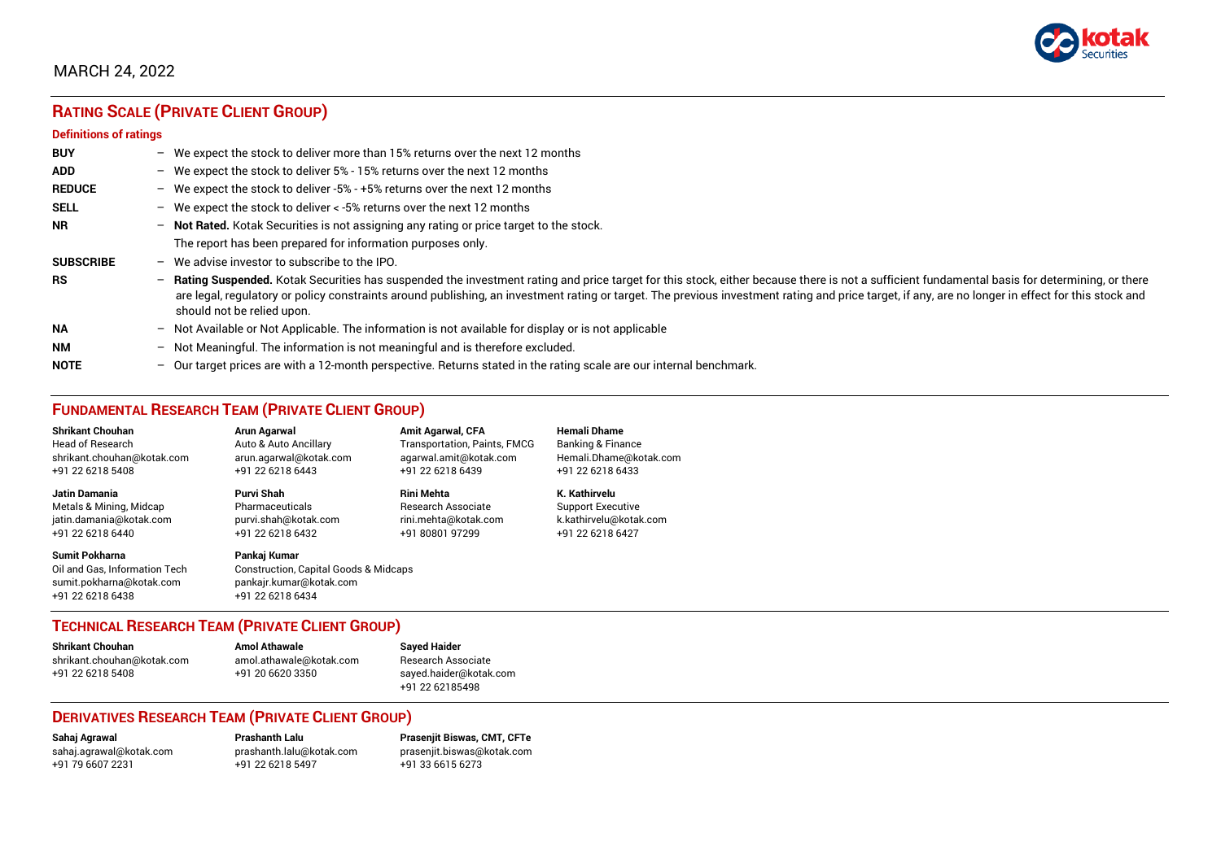MARCH 24, 2022

## RATING SCALE (PRIVATE CLIENT GROUP)

### Definitions of ratings

| | | |
|---|---|---|
| **BUY** | – | We expect the stock to deliver more than 15% returns over the next 12 months |
| **ADD** | – | We expect the stock to deliver 5% - 15% returns over the next 12 months |
| **REDUCE** | – | We expect the stock to deliver -5% - +5% returns over the next 12 months |
| **SELL** | – | We expect the stock to deliver < -5% returns over the next 12 months |
| **NR** | – | **Not Rated.** Kotak Securities is not assigning any rating or price target to the stock. The report has been prepared for information purposes only. |
| **SUBSCRIBE** | – | We advise investor to subscribe to the IPO. |
| **RS** | – | **Rating Suspended.** Kotak Securities has suspended the investment rating and price target for this stock, either because there is not a sufficient fundamental basis for determining, or there are legal, regulatory or policy constraints around publishing, an investment rating or target. The previous investment rating and price target, if any, are no longer in effect for this stock and should not be relied upon. |
| **NA** | – | Not Available or Not Applicable. The information is not available for display or is not applicable |
| **NM** | – | Not Meaningful. The information is not meaningful and is therefore excluded. |
| **NOTE** | – | Our target prices are with a 12-month perspective. Returns stated in the rating scale are our internal benchmark. |

## FUNDAMENTAL RESEARCH TEAM (PRIVATE CLIENT GROUP)

**Shrikant Chouhan**
Head of Research
shrikant.chouhan@kotak.com
+91 22 6218 5408

**Arun Agarwal**
Auto & Auto Ancillary
arun.agarwal@kotak.com
+91 22 6218 6443

**Amit Agarwal, CFA**
Transportation, Paints, FMCG
agarwal.amit@kotak.com
+91 22 6218 6439

**Hemali Dhame**
Banking & Finance
Hemali.Dhame@kotak.com
+91 22 6218 6433

**Jatin Damania**
Metals & Mining, Midcap
jatin.damania@kotak.com
+91 22 6218 6440

**Purvi Shah**
Pharmaceuticals
purvi.shah@kotak.com
+91 22 6218 6432

**Rini Mehta**
Research Associate
rini.mehta@kotak.com
+91 80801 97299

**K. Kathirvelu**
Support Executive
k.kathirvelu@kotak.com
+91 22 6218 6427

**Sumit Pokharna**
Oil and Gas, Information Tech
sumit.pokharna@kotak.com
+91 22 6218 6438

**Pankaj Kumar**
Construction, Capital Goods & Midcaps
pankajr.kumar@kotak.com
+91 22 6218 6434

## TECHNICAL RESEARCH TEAM (PRIVATE CLIENT GROUP)

**Shrikant Chouhan**
shrikant.chouhan@kotak.com
+91 22 6218 5408

**Amol Athawale**
amol.athawale@kotak.com
+91 20 6620 3350

**Sayed Haider**
Research Associate
sayed.haider@kotak.com
+91 22 62185498

## DERIVATIVES RESEARCH TEAM (PRIVATE CLIENT GROUP)

**Sahaj Agrawal**
sahaj.agrawal@kotak.com
+91 79 6607 2231

**Prashanth Lalu**
prashanth.lalu@kotak.com
+91 22 6218 5497

**Prasenjit Biswas, CMT, CFTe**
prasenjit.biswas@kotak.com
+91 33 6615 6273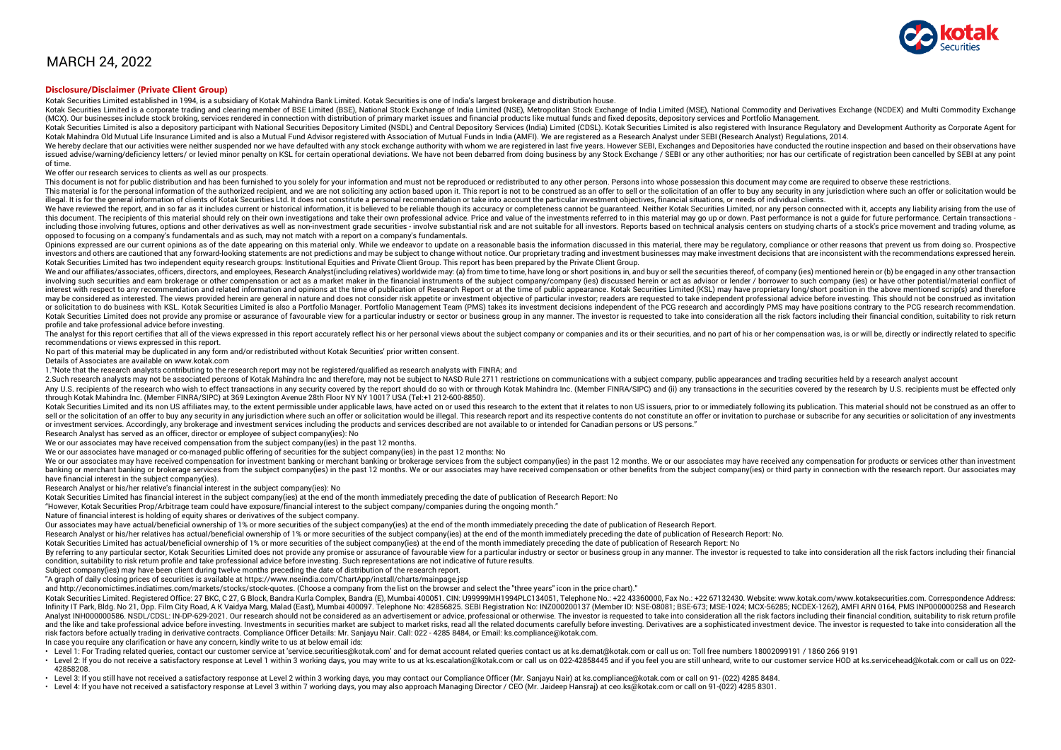MARCH 24, 2022

### Disclosure/Disclaimer (Private Client Group)

Kotak Securities Limited established in 1994, is a subsidiary of Kotak Mahindra Bank Limited. Kotak Securities is one of India's largest brokerage and distribution house.

Kotak Securities Limited is a corporate trading and clearing member of BSE Limited (BSE), National Stock Exchange of India Limited (NSE), Metropolitan Stock Exchange of India Limited (MSE), National Commodity and Derivatives Exchange (NCDEX) and Multi Commodity Exchange (MCX). Our businesses include stock broking, services rendered in connection with distribution of primary market issues and financial products like mutual funds and fixed deposits, depository services and Portfolio Management.

Kotak Securities Limited is also a depository participant with National Securities Depository Limited (NSDL) and Central Depository Services (India) Limited (CDSL). Kotak Securities Limited is also registered with Insurance Regulatory and Development Authority as Corporate Agent for Kotak Mahindra Old Mutual Life Insurance Limited and is also a Mutual Fund Advisor registered with Association of Mutual Funds in India (AMFI). We are registered as a Research Analyst under SEBI (Research Analyst) Regulations, 2014.

We hereby declare that our activities were neither suspended nor we have defaulted with any stock exchange authority with whom we are registered in last five years. However SEBI, Exchanges and Depositories have conducted the routine inspection and based on their observations have issued advise/warning/deficiency letters/ or levied minor penalty on KSL for certain operational deviations. We have not been debarred from doing business by any Stock Exchange / SEBI or any other authorities; nor has our certificate of registration been cancelled by SEBI at any point of time.

We offer our research services to clients as well as our prospects.

This document is not for public distribution and has been furnished to you solely for your information and must not be reproduced or redistributed to any other person. Persons into whose possession this document may come are required to observe these restrictions.

This material is for the personal information of the authorized recipient, and we are not soliciting any action based upon it. This report is not to be construed as an offer to sell or the solicitation of an offer to buy any security in any jurisdiction where such an offer or solicitation would be illegal. It is for the general information of clients of Kotak Securities Ltd. It does not constitute a personal recommendation or take into account the particular investment objectives, financial situations, or needs of individual clients.

We have reviewed the report, and in so far as it includes current or historical information, it is believed to be reliable though its accuracy or completeness cannot be guaranteed. Neither Kotak Securities Limited, nor any person connected with it, accepts any liability arising from the use of this document. The recipients of this material should rely on their own investigations and take their own professional advice. Price and value of the investments referred to in this material may go up or down. Past performance is not a guide for future performance. Certain transactions - including those involving futures, options and other derivatives as well as non-investment grade securities - involve substantial risk and are not suitable for all investors. Reports based on technical analysis centers on studying charts of a stock's price movement and trading volume, as opposed to focusing on a company's fundamentals and as such, may not match with a report on a company's fundamentals.

Opinions expressed are our current opinions as of the date appearing on this material only. While we endeavor to update on a reasonable basis the information discussed in this material, there may be regulatory, compliance or other reasons that prevent us from doing so. Prospective investors and others are cautioned that any forward-looking statements are not predictions and may be subject to change without notice. Our proprietary trading and investment businesses may make investment decisions that are inconsistent with the recommendations expressed herein. Kotak Securities Limited has two independent equity research groups: Institutional Equities and Private Client Group. This report has been prepared by the Private Client Group.

We and our affiliates/associates, officers, directors, and employees, Research Analyst(including relatives) worldwide may: (a) from time to time, have long or short positions in, and buy or sell the securities thereof, of company (ies) mentioned herein or (b) be engaged in any other transaction involving such securities and earn brokerage or other compensation or act as a market maker in the financial instruments of the subject company/company (ies) discussed herein or act as advisor or lender / borrower to such company (ies) or have other potential/material conflict of interest with respect to any recommendation and related information and opinions at the time of publication of Research Report or at the time of public appearance. Kotak Securities Limited (KSL) may have proprietary long/short position in the above mentioned scrip(s) and therefore may be considered as interested. The views provided herein are general in nature and does not consider risk appetite or investment objective of particular investor; readers are requested to take independent professional advice before investing. This should not be construed as invitation or solicitation to do business with KSL. Kotak Securities Limited is also a Portfolio Manager. Portfolio Management Team (PMS) takes its investment decisions independent of the PCG research and accordingly PMS may have positions contrary to the PCG research recommendation. Kotak Securities Limited does not provide any promise or assurance of favourable view for a particular industry or sector or business group in any manner. The investor is requested to take into consideration all the risk factors including their financial condition, suitability to risk return profile and take professional advice before investing.

The analyst for this report certifies that all of the views expressed in this report accurately reflect his or her personal views about the subject company or companies and its or their securities, and no part of his or her compensation was, is or will be, directly or indirectly related to specific recommendations or views expressed in this report.

No part of this material may be duplicated in any form and/or redistributed without Kotak Securities' prior written consent.

Details of Associates are available on www.kotak.com

1."Note that the research analysts contributing to the research report may not be registered/qualified as research analysts with FINRA; and

2.Such research analysts may not be associated persons of Kotak Mahindra Inc and therefore, may not be subject to NASD Rule 2711 restrictions on communications with a subject company, public appearances and trading securities held by a research analyst account

Any U.S. recipients of the research who wish to effect transactions in any security covered by the report should do so with or through Kotak Mahindra Inc. (Member FINRA/SIPC) and (ii) any transactions in the securities covered by the research by U.S. recipients must be effected only through Kotak Mahindra Inc. (Member FINRA/SIPC) at 369 Lexington Avenue 28th Floor NY NY 10017 USA (Tel:+1 212-600-8850).

Kotak Securities Limited and its non US affiliates may, to the extent permissible under applicable laws, have acted on or used this research to the extent that it relates to non US issuers, prior to or immediately following its publication. This material should not be construed as an offer to sell or the solicitation of an offer to buy any security in any jurisdiction where such an offer or solicitation would be illegal. This research report and its respective contents do not constitute an offer or invitation to purchase or subscribe for any securities or solicitation of any investments or investment services. Accordingly, any brokerage and investment services including the products and services described are not available to or intended for Canadian persons or US persons."

Research Analyst has served as an officer, director or employee of subject company(ies): No

We or our associates may have received compensation from the subject company(ies) in the past 12 months.

We or our associates have managed or co-managed public offering of securities for the subject company(ies) in the past 12 months: No

We or our associates may have received compensation for investment banking or merchant banking or brokerage services from the subject company(ies) in the past 12 months. We or our associates may have received any compensation for products or services other than investment banking or merchant banking or brokerage services from the subject company(ies) in the past 12 months. We or our associates may have received compensation or other benefits from the subject company(ies) or third party in connection with the research report. Our associates may have financial interest in the subject company(ies).

Research Analyst or his/her relative's financial interest in the subject company(ies): No

Kotak Securities Limited has financial interest in the subject company(ies) at the end of the month immediately preceding the date of publication of Research Report: No

"However, Kotak Securities Prop/Arbitrage team could have exposure/financial interest to the subject company/companies during the ongoing month."

Nature of financial interest is holding of equity shares or derivatives of the subject company.

Our associates may have actual/beneficial ownership of 1% or more securities of the subject company(ies) at the end of the month immediately preceding the date of publication of Research Report.

Research Analyst or his/her relatives has actual/beneficial ownership of 1% or more securities of the subject company(ies) at the end of the month immediately preceding the date of publication of Research Report: No.

Kotak Securities Limited has actual/beneficial ownership of 1% or more securities of the subject company(ies) at the end of the month immediately preceding the date of publication of Research Report: No

By referring to any particular sector, Kotak Securities Limited does not provide any promise or assurance of favourable view for a particular industry or sector or business group in any manner. The investor is requested to take into consideration all the risk factors including their financial condition, suitability to risk return profile and take professional advice before investing. Such representations are not indicative of future results.

Subject company(ies) may have been client during twelve months preceding the date of distribution of the research report.

"A graph of daily closing prices of securities is available at https://www.nseindia.com/ChartApp/install/charts/mainpage.jsp

and http://economictimes.indiatimes.com/markets/stocks/stock-quotes. (Choose a company from the list on the browser and select the "three years" icon in the price chart)."

Kotak Securities Limited. Registered Office: 27 BKC, C 27, G Block, Bandra Kurla Complex, Bandra (E), Mumbai 400051. CIN: U99999MH1994PLC134051, Telephone No.: +22 43360000, Fax No.: +22 67132430. Website: www.kotak.com/www.kotaksecurities.com. Correspondence Address: Infinity IT Park, Bldg. No 21, Opp. Film City Road, A K Vaidya Marg, Malad (East), Mumbai 400097. Telephone No: 42856825. SEBI Registration No: INZ000200137 (Member ID: NSE-08081; BSE-673; MSE-1024; MCX-56285; NCDEX-1262), AMFI ARN 0164, PMS INP000000258 and Research Analyst INH000000586. NSDL/CDSL: IN-DP-629-2021. Our research should not be considered as an advertisement or advice, professional or otherwise. The investor is requested to take into consideration all the risk factors including their financial condition, suitability to risk return profile and the like and take professional advice before investing. Investments in securities market are subject to market risks, read all the related documents carefully before investing. Derivatives are a sophisticated investment device. The investor is requested to take into consideration all the risk factors before actually trading in derivative contracts. Compliance Officer Details: Mr. Sanjayu Nair. Call: 022 - 4285 8484, or Email: ks.compliance@kotak.com.

In case you require any clarification or have any concern, kindly write to us at below email ids:

- Level 1: For Trading related queries, contact our customer service at 'service.securities@kotak.com' and for demat account related queries contact us at ks.demat@kotak.com or call us on: Toll free numbers 18002099191 / 1860 266 9191
- Level 2: If you do not receive a satisfactory response at Level 1 within 3 working days, you may write to us at ks.escalation@kotak.com or call us on 022-42858445 and if you feel you are still unheard, write to our customer service HOD at ks.servicehead@kotak.com or call us on 022-42858208.
- Level 3: If you still have not received a satisfactory response at Level 2 within 3 working days, you may contact our Compliance Officer (Mr. Sanjayu Nair) at ks.compliance@kotak.com or call on 91- (022) 4285 8484.
- Level 4: If you have not received a satisfactory response at Level 3 within 7 working days, you may also approach Managing Director / CEO (Mr. Jaideep Hansraj) at ceo.ks@kotak.com or call on 91-(022) 4285 8301.